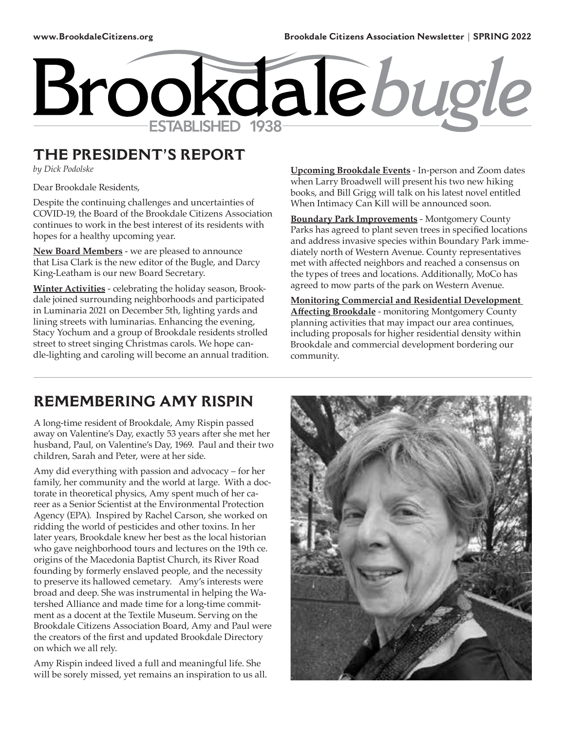www.BrookdaleCitizens.org Brookdale Citizens Association Newsletter | SPRING 2022

# Brookdale *bugle*

ESTABLISHED 1938

## THE PRESIDENT'S REPORT

*by Dick Podolske*

Dear Brookdale Residents,

Despite the continuing challenges and uncertainties of COVID-19, the Board of the Brookdale Citizens Association continues to work in the best interest of its residents with hopes for a healthy upcoming year.

**New Board Members** - we are pleased to announce that Lisa Clark is the new editor of the Bugle, and Darcy King-Leatham is our new Board Secretary.

**Winter Activities** - celebrating the holiday season, Brookdale joined surrounding neighborhoods and participated in Luminaria 2021 on December 5th, lighting yards and lining streets with luminarias. Enhancing the evening, Stacy Yochum and a group of Brookdale residents strolled street to street singing Christmas carols. We hope candle-lighting and caroling will become an annual tradition.

**Upcoming Brookdale Events** - In-person and Zoom dates when Larry Broadwell will present his two new hiking books, and Bill Grigg will talk on his latest novel entitled When Intimacy Can Kill will be announced soon.

**Boundary Park Improvements** - Montgomery County Parks has agreed to plant seven trees in specified locations and address invasive species within Boundary Park immediately north of Western Avenue. County representatives met with affected neighbors and reached a consensus on the types of trees and locations. Additionally, MoCo has agreed to mow parts of the park on Western Avenue.

**Monitoring Commercial and Residential Development Affecting Brookdale** - monitoring Montgomery County planning activities that may impact our area continues, including proposals for higher residential density within Brookdale and commercial development bordering our community.

## REMEMBERING AMY RISPIN

A long-time resident of Brookdale, Amy Rispin passed away on Valentine's Day, exactly 53 years after she met her husband, Paul, on Valentine's Day, 1969. Paul and their two children, Sarah and Peter, were at her side.

Amy did everything with passion and advocacy – for her family, her community and the world at large. With a doctorate in theoretical physics, Amy spent much of her career as a Senior Scientist at the Environmental Protection Agency (EPA). Inspired by Rachel Carson, she worked on ridding the world of pesticides and other toxins. In her later years, Brookdale knew her best as the local historian who gave neighborhood tours and lectures on the 19th ce. origins of the Macedonia Baptist Church, its River Road founding by formerly enslaved people, and the necessity to preserve its hallowed cemetary. Amy's interests were broad and deep. She was instrumental in helping the Watershed Alliance and made time for a long-time commitment as a docent at the Textile Museum. Serving on the Brookdale Citizens Association Board, Amy and Paul were the creators of the first and updated Brookdale Directory on which we all rely.

Amy Rispin indeed lived a full and meaningful life. She will be sorely missed, yet remains an inspiration to us all.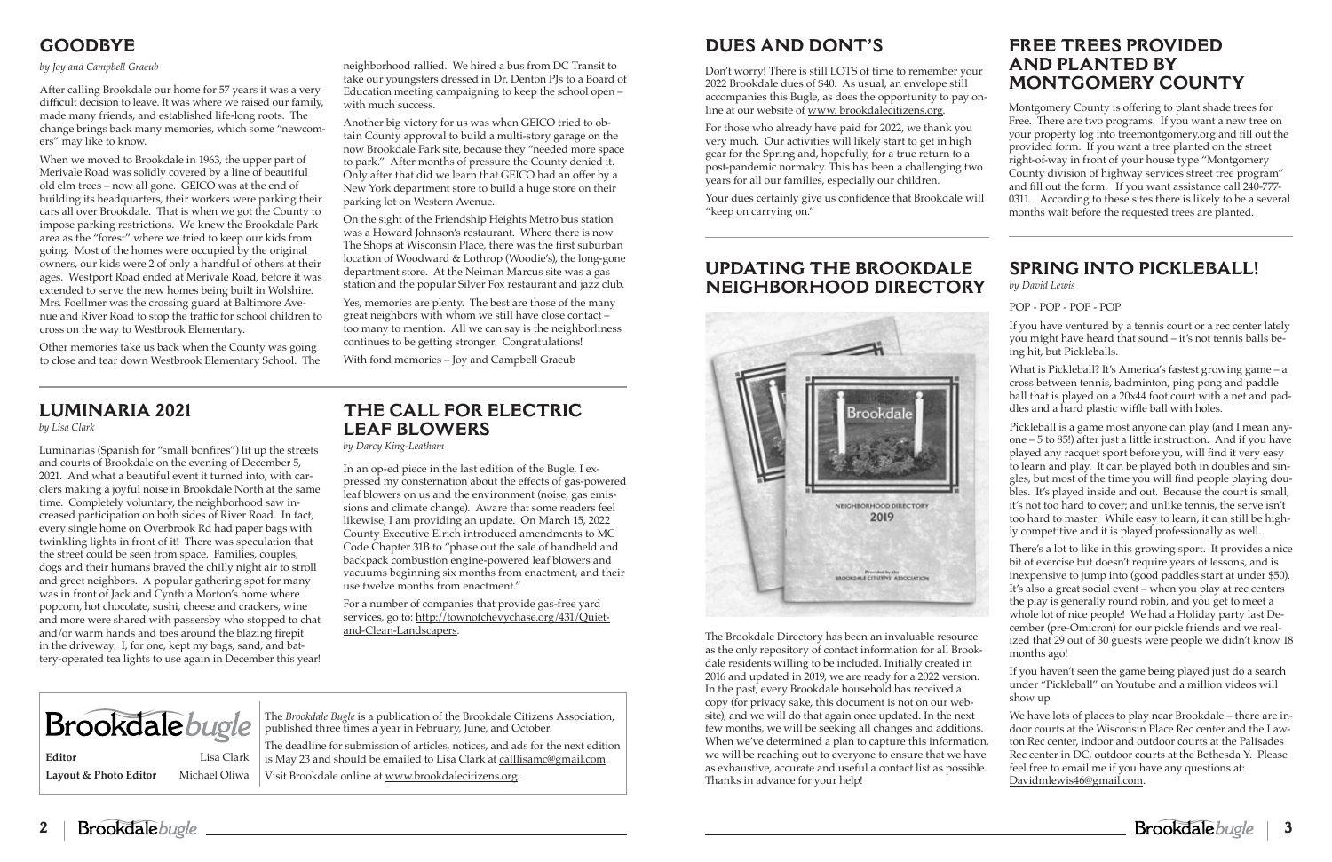## GOODBYE

*by Joy and Campbell Graeub*

After calling Brookdale our home for 57 years it was a very difficult decision to leave. It was where we raised our family, made many friends, and established life-long roots. The change brings back many memories, which some "newcomers" may like to know.

When we moved to Brookdale in 1963, the upper part of Merivale Road was solidly covered by a line of beautiful old elm trees – now all gone. GEICO was at the end of building its headquarters, their workers were parking their cars all over Brookdale. That is when we got the County to impose parking restrictions. We knew the Brookdale Park area as the "forest" where we tried to keep our kids from going. Most of the homes were occupied by the original owners, our kids were 2 of only a handful of others at their ages. Westport Road ended at Merivale Road, before it was extended to serve the new homes being built in Wolshire. Mrs. Foellmer was the crossing guard at Baltimore Avenue and River Road to stop the traffic for school children to cross on the way to Westbrook Elementary.

Other memories take us back when the County was going to close and tear down Westbrook Elementary School. The neighborhood rallied. We hired a bus from DC Transit to take our youngsters dressed in Dr. Denton PJs to a Board of Education meeting campaigning to keep the school open – with much success.

Another big victory for us was when GEICO tried to obtain County approval to build a multi-story garage on the now Brookdale Park site, because they "needed more space to park." After months of pressure the County denied it. Only after that did we learn that GEICO had an offer by a New York department store to build a huge store on their parking lot on Western Avenue.

On the sight of the Friendship Heights Metro bus station was a Howard Johnson's restaurant. Where there is now The Shops at Wisconsin Place, there was the first suburban location of Woodward & Lothrop (Woodie's), the long-gone department store. At the Neiman Marcus site was a gas station and the popular Silver Fox restaurant and jazz club.

Yes, memories are plenty. The best are those of the many great neighbors with whom we still have close contact – too many to mention. All we can say is the neighborliness continues to be getting stronger. Congratulations!

With fond memories – Joy and Campbell Graeub

## LUMINARIA 2021

*by Lisa Clark*

Luminarias (Spanish for "small bonfires") lit up the streets and courts of Brookdale on the evening of December 5, 2021. And what a beautiful event it turned into, with carolers making a joyful noise in Brookdale North at the same time. Completely voluntary, the neighborhood saw increased participation on both sides of River Road. In fact, every single home on Overbrook Rd had paper bags with twinkling lights in front of it! There was speculation that the street could be seen from space. Families, couples, dogs and their humans braved the chilly night air to stroll and greet neighbors. A popular gathering spot for many was in front of Jack and Cynthia Morton's home where popcorn, hot chocolate, sushi, cheese and crackers, wine and more were shared with passersby who stopped to chat and/or warm hands and toes around the blazing firepit in the driveway. I, for one, kept my bags, sand, and battery-operated tea lights to use again in December this year!

## THE CALL FOR ELECTRIC LEAF BLOWERS

*by Darcy King-Leatham*

In an op-ed piece in the last edition of the Bugle, I expressed my consternation about the effects of gas-powered leaf blowers on us and the environment (noise, gas emissions and climate change). Aware that some readers feel likewise, I am providing an update. On March 15, 2022 County Executive Elrich introduced amendments to MC Code Chapter 31B to "phase out the sale of handheld and backpack combustion engine-powered leaf blowers and vacuums beginning six months from enactment, and their use twelve months from enactment."

For a number of companies that provide gas-free yard services, go to: http://townofchevychase.org/431/Quiet-and-Clean-Landscapers.

**Brookdale bugle**

The *Brookdale Bugle* is a publication of the Brookdale Citizens Association, published three times a year in February, June, and October.

The deadline for submission of articles, notices, and ads for the next edition is May 23 and should be emailed to Lisa Clark at calllisamc@gmail.com.

Visit Brookdale online at www.brookdalecitizens.org.

**Editor** Lisa Clark
**Layout & Photo Editor** Michael Oliwa

## DUES AND DONT'S

Don't worry! There is still LOTS of time to remember your 2022 Brookdale dues of $40. As usual, an envelope still accompanies this Bugle, as does the opportunity to pay online at our website of www. brookdalecitizens.org.

For those who already have paid for 2022, we thank you very much. Our activities will likely start to get in high gear for the Spring and, hopefully, for a true return to a post-pandemic normalcy. This has been a challenging two years for all our families, especially our children.

Your dues certainly give us confidence that Brookdale will "keep on carrying on."

## UPDATING THE BROOKDALE NEIGHBORHOOD DIRECTORY

The Brookdale Directory has been an invaluable resource as the only repository of contact information for all Brookdale residents willing to be included. Initially created in 2016 and updated in 2019, we are ready for a 2022 version. In the past, every Brookdale household has received a copy (for privacy sake, this document is not on our website), and we will do that again once updated. In the next few months, we will be seeking all changes and additions. When we've determined a plan to capture this information, we will be reaching out to everyone to ensure that we have as exhaustive, accurate and useful a contact list as possible. Thanks in advance for your help!

## FREE TREES PROVIDED AND PLANTED BY MONTGOMERY COUNTY

Montgomery County is offering to plant shade trees for Free. There are two programs. If you want a new tree on your property log into treemontgomery.org and fill out the provided form. If you want a tree planted on the street right-of-way in front of your house type "Montgomery County division of highway services street tree program" and fill out the form. If you want assistance call 240-777-0311. According to these sites there is likely to be a several months wait before the requested trees are planted.

## SPRING INTO PICKLEBALL!

*by David Lewis*

POP - POP - POP - POP

If you have ventured by a tennis court or a rec center lately you might have heard that sound – it's not tennis balls being hit, but Pickleballs.

What is Pickleball? It's America's fastest growing game – a cross between tennis, badminton, ping pong and paddle ball that is played on a 20x44 foot court with a net and paddles and a hard plastic wiffle ball with holes.

Pickleball is a game most anyone can play (and I mean anyone – 5 to 85!) after just a little instruction. And if you have played any racquet sport before you, will find it very easy to learn and play. It can be played both in doubles and singles, but most of the time you will find people playing doubles. It's played inside and out. Because the court is small, it's not too hard to cover; and unlike tennis, the serve isn't too hard to master. While easy to learn, it can still be highly competitive and it is played professionally as well.

There's a lot to like in this growing sport. It provides a nice bit of exercise but doesn't require years of lessons, and is inexpensive to jump into (good paddles start at under $50). It's also a great social event – when you play at rec centers the play is generally round robin, and you get to meet a whole lot of nice people! We had a Holiday party last December (pre-Omicron) for our pickle friends and we realized that 29 out of 30 guests were people we didn't know 18 months ago!

If you haven't seen the game being played just do a search under "Pickleball" on Youtube and a million videos will show up.

We have lots of places to play near Brookdale – there are indoor courts at the Wisconsin Place Rec center and the Lawton Rec center, indoor and outdoor courts at the Palisades Rec center in DC, outdoor courts at the Bethesda Y. Please feel free to email me if you have any questions at: Davidmlewis46@gmail.com.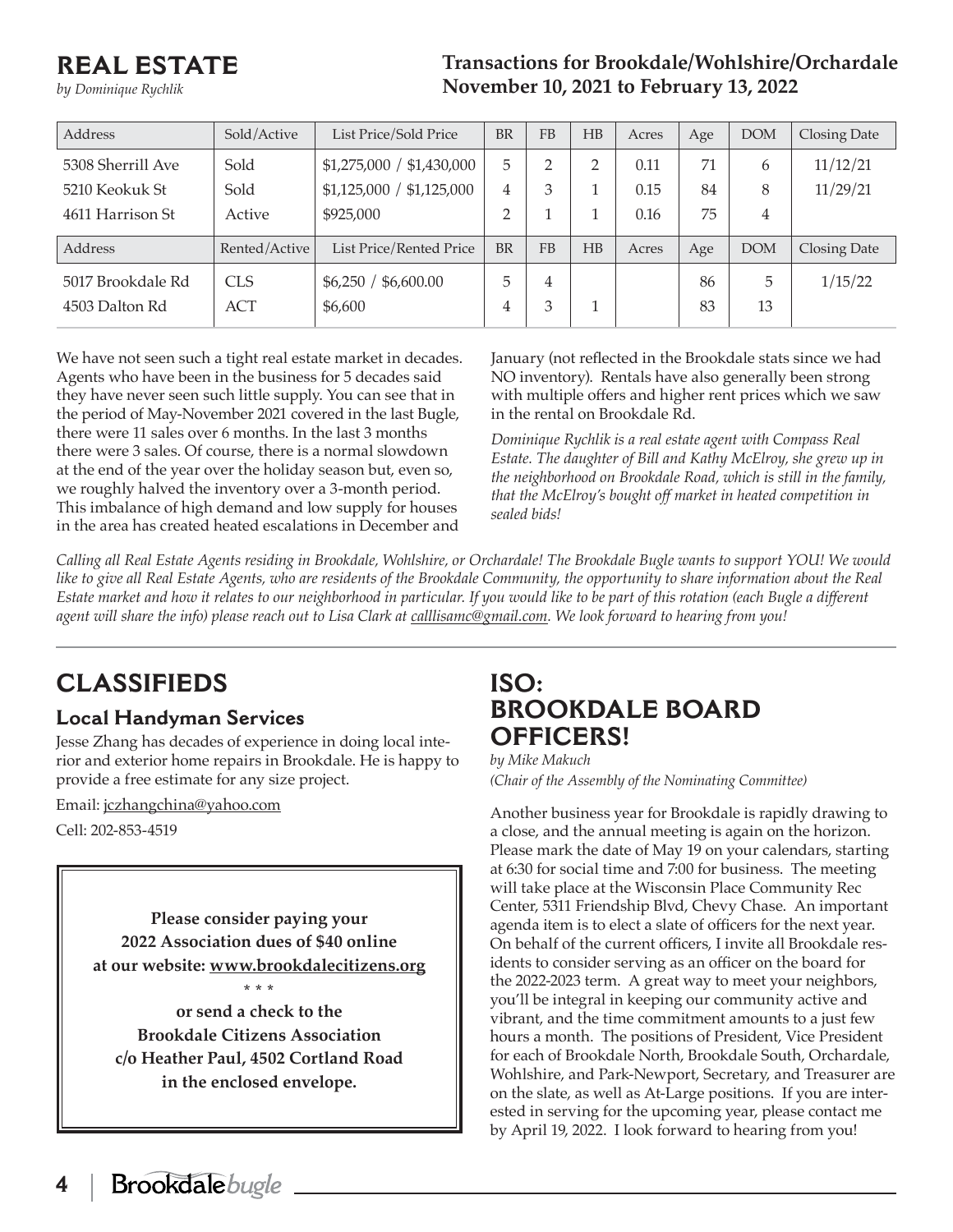## REAL ESTATE

*by Dominique Rychlik*

**Transactions for Brookdale/Wohlshire/Orchardale November 10, 2021 to February 13, 2022**

| Address | Sold/Active | List Price/Sold Price | BR | FB | HB | Acres | Age | DOM | Closing Date |
|---|---|---|---|---|---|---|---|---|---|
| 5308 Sherrill Ave | Sold | $1,275,000 / $1,430,000 | 5 | 2 | 2 | 0.11 | 71 | 6 | 11/12/21 |
| 5210 Keokuk St | Sold | $1,125,000 / $1,125,000 | 4 | 3 | 1 | 0.15 | 84 | 8 | 11/29/21 |
| 4611 Harrison St | Active | $925,000 | 2 | 1 | 1 | 0.16 | 75 | 4 | |
| **Address** | **Rented/Active** | **List Price/Rented Price** | **BR** | **FB** | **HB** | **Acres** | **Age** | **DOM** | **Closing Date** |
| 5017 Brookdale Rd | CLS | $6,250 / $6,600.00 | 5 | 4 | | | 86 | 5 | 1/15/22 |
| 4503 Dalton Rd | ACT | $6,600 | 4 | 3 | 1 | | 83 | 13 | |

We have not seen such a tight real estate market in decades. Agents who have been in the business for 5 decades said they have never seen such little supply. You can see that in the period of May-November 2021 covered in the last Bugle, there were 11 sales over 6 months. In the last 3 months there were 3 sales. Of course, there is a normal slowdown at the end of the year over the holiday season but, even so, we roughly halved the inventory over a 3-month period. This imbalance of high demand and low supply for houses in the area has created heated escalations in December and January (not reflected in the Brookdale stats since we had NO inventory). Rentals have also generally been strong with multiple offers and higher rent prices which we saw in the rental on Brookdale Rd.

*Dominique Rychlik is a real estate agent with Compass Real Estate. The daughter of Bill and Kathy McElroy, she grew up in the neighborhood on Brookdale Road, which is still in the family, that the McElroy's bought off market in heated competition in sealed bids!*

*Calling all Real Estate Agents residing in Brookdale, Wohlshire, or Orchardale! The Brookdale Bugle wants to support YOU! We would like to give all Real Estate Agents, who are residents of the Brookdale Community, the opportunity to share information about the Real Estate market and how it relates to our neighborhood in particular. If you would like to be part of this rotation (each Bugle a different agent will share the info) please reach out to Lisa Clark at calllisamc@gmail.com. We look forward to hearing from you!*

## CLASSIFIEDS

### Local Handyman Services

Jesse Zhang has decades of experience in doing local interior and exterior home repairs in Brookdale. He is happy to provide a free estimate for any size project.

Email: jczhangchina@yahoo.com

Cell: 202-853-4519

**Please consider paying your 2022 Association dues of $40 online at our website: www.brookdalecitizens.org**

\* \* \*

**or send a check to the Brookdale Citizens Association c/o Heather Paul, 4502 Cortland Road in the enclosed envelope.**

## ISO: BROOKDALE BOARD OFFICERS!

*by Mike Makuch*
*(Chair of the Assembly of the Nominating Committee)*

Another business year for Brookdale is rapidly drawing to a close, and the annual meeting is again on the horizon. Please mark the date of May 19 on your calendars, starting at 6:30 for social time and 7:00 for business. The meeting will take place at the Wisconsin Place Community Rec Center, 5311 Friendship Blvd, Chevy Chase. An important agenda item is to elect a slate of officers for the next year. On behalf of the current officers, I invite all Brookdale residents to consider serving as an officer on the board for the 2022-2023 term. A great way to meet your neighbors, you'll be integral in keeping our community active and vibrant, and the time commitment amounts to a just few hours a month. The positions of President, Vice President for each of Brookdale North, Brookdale South, Orchardale, Wohlshire, and Park-Newport, Secretary, and Treasurer are on the slate, as well as At-Large positions. If you are interested in serving for the upcoming year, please contact me by April 19, 2022. I look forward to hearing from you!